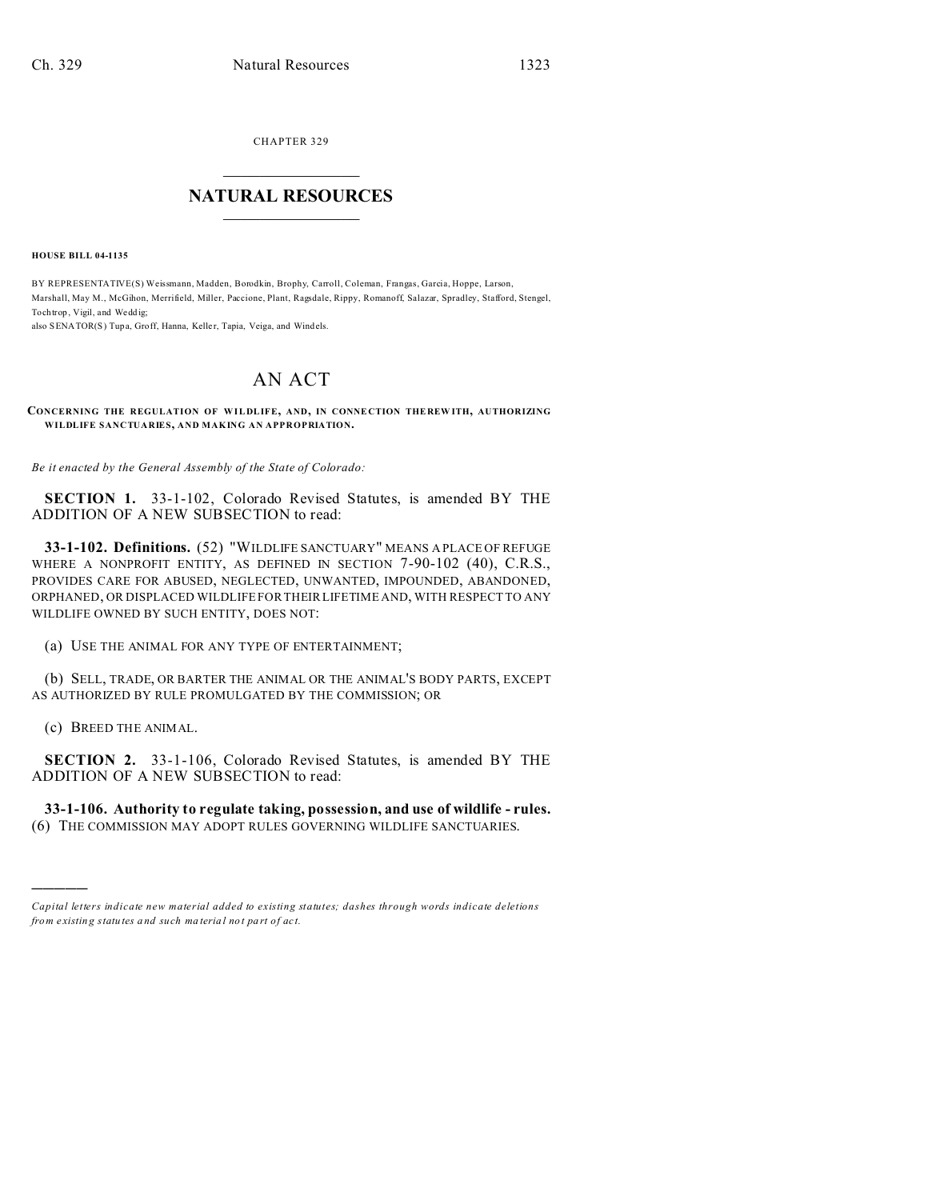CHAPTER 329

# NATURAL RESOURCES

**HOUSE BILL 04-1135**

BY REPRESENTATIVE(S) Weissmann, Madden, Borodkin, Brophy, Carroll, Coleman, Frangas, Garcia, Hoppe, Larson, Marshall, May M., McGihon, Merrifield, Miller, Paccione, Plant, Ragsdale, Rippy, Romanoff, Salazar, Spradley, Stafford, Stengel, Tochtrop, Vigil, and Weddig;
also SENATOR(S) Tupa, Groff, Hanna, Keller, Tapia, Veiga, and Windels.

# AN ACT

**CONCERNING THE REGULATION OF WILDLIFE, AND, IN CONNECTION THEREWITH, AUTHORIZING WILDLIFE SANCTUARIES, AND MAKING AN APPROPRIATION.**

*Be it enacted by the General Assembly of the State of Colorado:*

**SECTION 1.** 33-1-102, Colorado Revised Statutes, is amended BY THE ADDITION OF A NEW SUBSECTION to read:

**33-1-102. Definitions.** (52) "WILDLIFE SANCTUARY" MEANS A PLACE OF REFUGE WHERE A NONPROFIT ENTITY, AS DEFINED IN SECTION 7-90-102 (40), C.R.S., PROVIDES CARE FOR ABUSED, NEGLECTED, UNWANTED, IMPOUNDED, ABANDONED, ORPHANED, OR DISPLACED WILDLIFE FOR THEIR LIFETIME AND, WITH RESPECT TO ANY WILDLIFE OWNED BY SUCH ENTITY, DOES NOT:

(a) USE THE ANIMAL FOR ANY TYPE OF ENTERTAINMENT;

(b) SELL, TRADE, OR BARTER THE ANIMAL OR THE ANIMAL'S BODY PARTS, EXCEPT AS AUTHORIZED BY RULE PROMULGATED BY THE COMMISSION; OR

(c) BREED THE ANIMAL.

**SECTION 2.** 33-1-106, Colorado Revised Statutes, is amended BY THE ADDITION OF A NEW SUBSECTION to read:

**33-1-106. Authority to regulate taking, possession, and use of wildlife - rules.** (6) THE COMMISSION MAY ADOPT RULES GOVERNING WILDLIFE SANCTUARIES.

*Capital letters indicate new material added to existing statutes; dashes through words indicate deletions from existing statutes and such material not part of act.*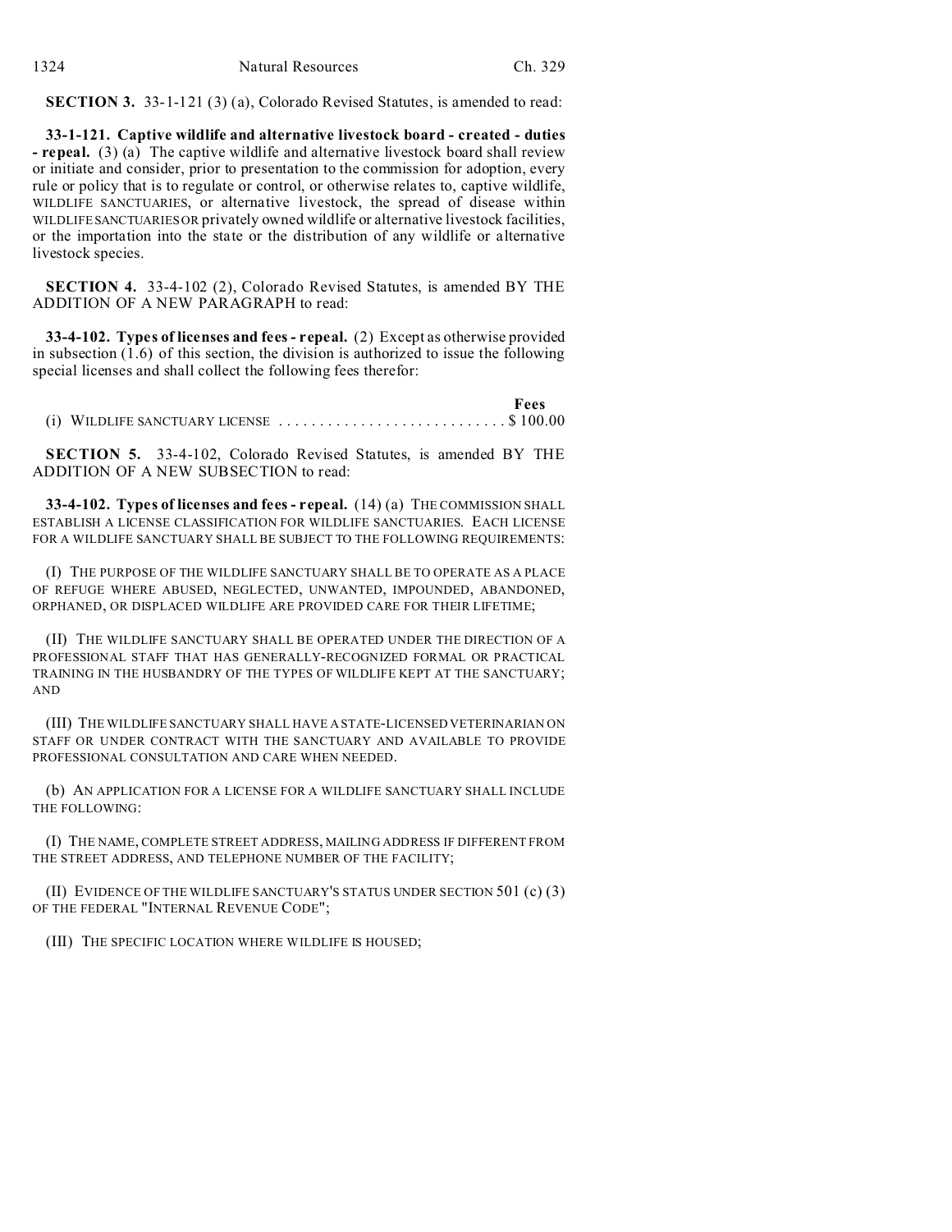**SECTION 3.** 33-1-121 (3) (a), Colorado Revised Statutes, is amended to read:

**33-1-121. Captive wildlife and alternative livestock board - created - duties - repeal.** (3) (a) The captive wildlife and alternative livestock board shall review or initiate and consider, prior to presentation to the commission for adoption, every rule or policy that is to regulate or control, or otherwise relates to, captive wildlife, WILDLIFE SANCTUARIES, or alternative livestock, the spread of disease within WILDLIFE SANCTUARIES OR privately owned wildlife or alternative livestock facilities, or the importation into the state or the distribution of any wildlife or alternative livestock species.

**SECTION 4.** 33-4-102 (2), Colorado Revised Statutes, is amended BY THE ADDITION OF A NEW PARAGRAPH to read:

**33-4-102. Types of licenses and fees - repeal.** (2) Except as otherwise provided in subsection (1.6) of this section, the division is authorized to issue the following special licenses and shall collect the following fees therefor:

| | **Fees** |
|---|---|
| (i) WILDLIFE SANCTUARY LICENSE | $ 100.00 |

**SECTION 5.** 33-4-102, Colorado Revised Statutes, is amended BY THE ADDITION OF A NEW SUBSECTION to read:

**33-4-102. Types of licenses and fees - repeal.** (14) (a) THE COMMISSION SHALL ESTABLISH A LICENSE CLASSIFICATION FOR WILDLIFE SANCTUARIES. EACH LICENSE FOR A WILDLIFE SANCTUARY SHALL BE SUBJECT TO THE FOLLOWING REQUIREMENTS:

(I) THE PURPOSE OF THE WILDLIFE SANCTUARY SHALL BE TO OPERATE AS A PLACE OF REFUGE WHERE ABUSED, NEGLECTED, UNWANTED, IMPOUNDED, ABANDONED, ORPHANED, OR DISPLACED WILDLIFE ARE PROVIDED CARE FOR THEIR LIFETIME;

(II) THE WILDLIFE SANCTUARY SHALL BE OPERATED UNDER THE DIRECTION OF A PROFESSIONAL STAFF THAT HAS GENERALLY-RECOGNIZED FORMAL OR PRACTICAL TRAINING IN THE HUSBANDRY OF THE TYPES OF WILDLIFE KEPT AT THE SANCTUARY; AND

(III) THE WILDLIFE SANCTUARY SHALL HAVE A STATE-LICENSED VETERINARIAN ON STAFF OR UNDER CONTRACT WITH THE SANCTUARY AND AVAILABLE TO PROVIDE PROFESSIONAL CONSULTATION AND CARE WHEN NEEDED.

(b) AN APPLICATION FOR A LICENSE FOR A WILDLIFE SANCTUARY SHALL INCLUDE THE FOLLOWING:

(I) THE NAME, COMPLETE STREET ADDRESS, MAILING ADDRESS IF DIFFERENT FROM THE STREET ADDRESS, AND TELEPHONE NUMBER OF THE FACILITY;

(II) EVIDENCE OF THE WILDLIFE SANCTUARY'S STATUS UNDER SECTION 501 (c) (3) OF THE FEDERAL "INTERNAL REVENUE CODE";

(III) THE SPECIFIC LOCATION WHERE WILDLIFE IS HOUSED;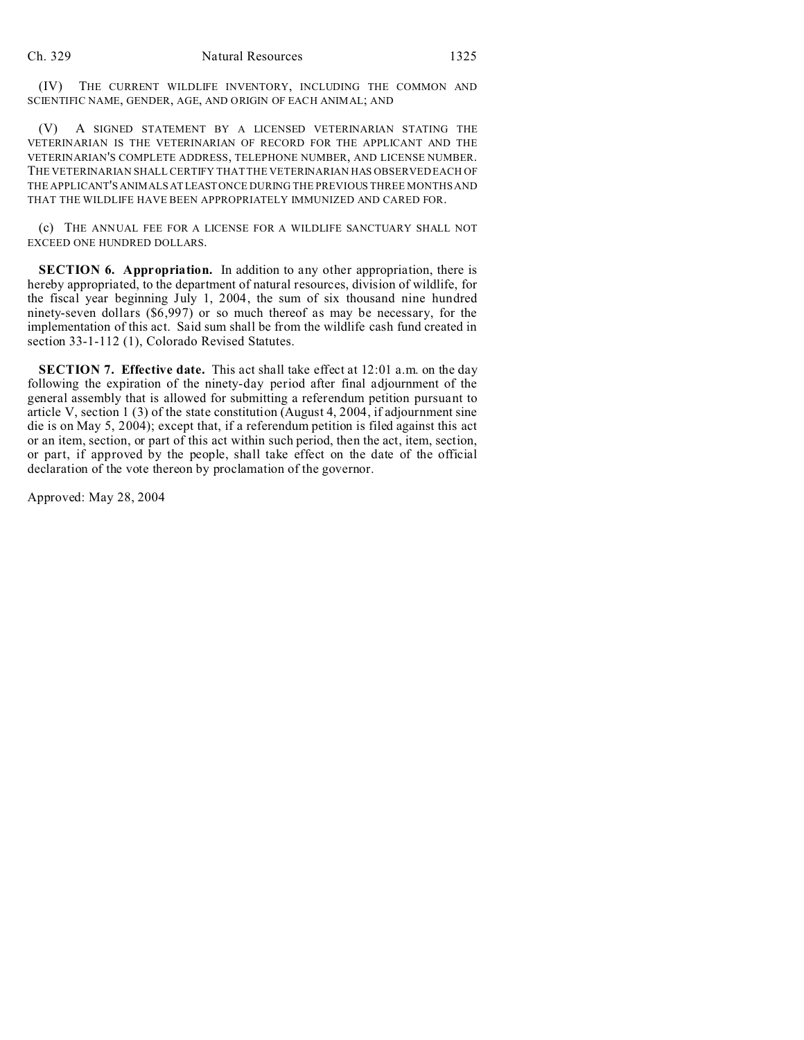(IV) THE CURRENT WILDLIFE INVENTORY, INCLUDING THE COMMON AND SCIENTIFIC NAME, GENDER, AGE, AND ORIGIN OF EACH ANIMAL; AND

(V) A SIGNED STATEMENT BY A LICENSED VETERINARIAN STATING THE VETERINARIAN IS THE VETERINARIAN OF RECORD FOR THE APPLICANT AND THE VETERINARIAN'S COMPLETE ADDRESS, TELEPHONE NUMBER, AND LICENSE NUMBER. THE VETERINARIAN SHALL CERTIFY THAT THE VETERINARIAN HAS OBSERVED EACH OF THE APPLICANT'S ANIMALS AT LEAST ONCE DURING THE PREVIOUS THREE MONTHS AND THAT THE WILDLIFE HAVE BEEN APPROPRIATELY IMMUNIZED AND CARED FOR.

(c) THE ANNUAL FEE FOR A LICENSE FOR A WILDLIFE SANCTUARY SHALL NOT EXCEED ONE HUNDRED DOLLARS.

**SECTION 6. Appropriation.** In addition to any other appropriation, there is hereby appropriated, to the department of natural resources, division of wildlife, for the fiscal year beginning July 1, 2004, the sum of six thousand nine hundred ninety-seven dollars ($6,997) or so much thereof as may be necessary, for the implementation of this act. Said sum shall be from the wildlife cash fund created in section 33-1-112 (1), Colorado Revised Statutes.

**SECTION 7. Effective date.** This act shall take effect at 12:01 a.m. on the day following the expiration of the ninety-day period after final adjournment of the general assembly that is allowed for submitting a referendum petition pursuant to article V, section 1 (3) of the state constitution (August 4, 2004, if adjournment sine die is on May 5, 2004); except that, if a referendum petition is filed against this act or an item, section, or part of this act within such period, then the act, item, section, or part, if approved by the people, shall take effect on the date of the official declaration of the vote thereon by proclamation of the governor.

Approved: May 28, 2004